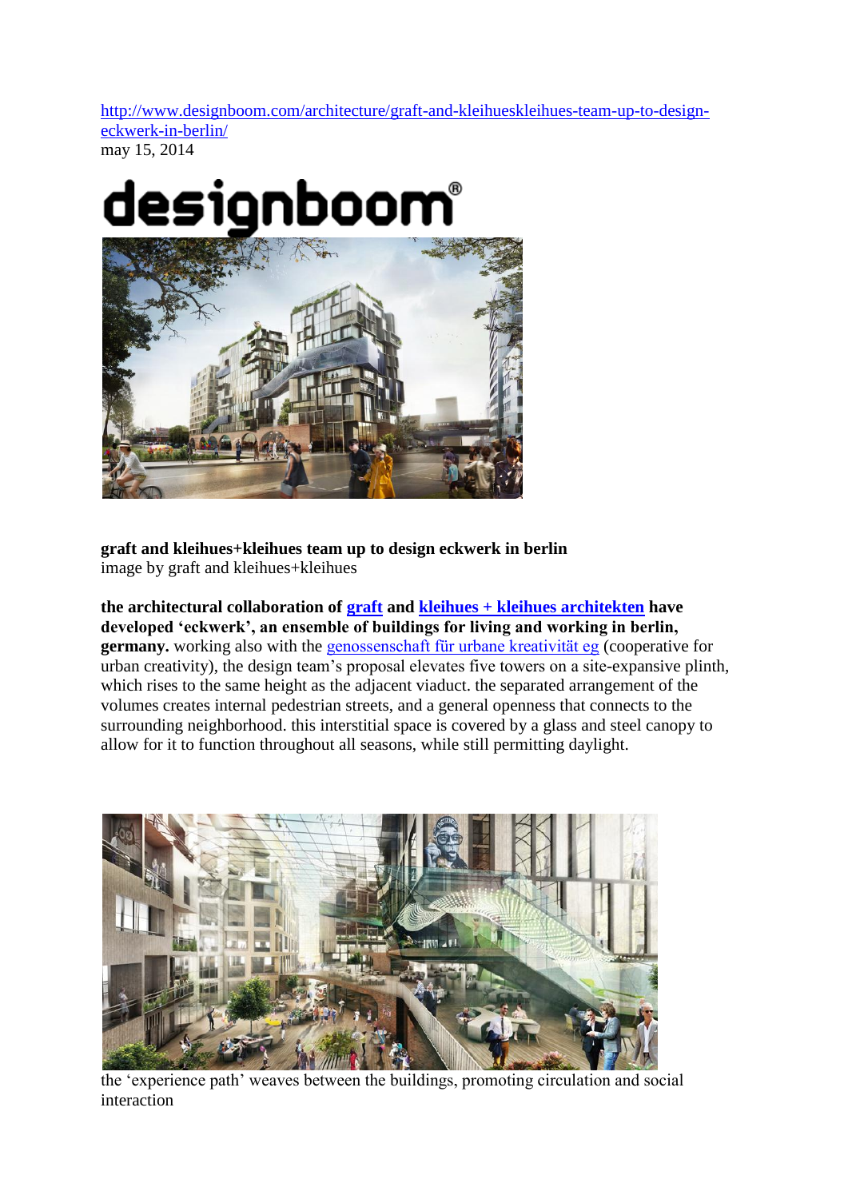http://www.designboom.com/architecture/graft-and-kleihueskleihues-team-up-to-design-eckwerk-in-berlin/
may 15, 2014

designboom®

**graft and kleihues+kleihues team up to design eckwerk in berlin**
image by graft and kleihues+kleihues

**the architectural collaboration of graft and kleihues + kleihues architekten have developed 'eckwerk', an ensemble of buildings for living and working in berlin, germany.** working also with the genossenschaft für urbane kreativität eg (cooperative for urban creativity), the design team's proposal elevates five towers on a site-expansive plinth, which rises to the same height as the adjacent viaduct. the separated arrangement of the volumes creates internal pedestrian streets, and a general openness that connects to the surrounding neighborhood. this interstitial space is covered by a glass and steel canopy to allow for it to function throughout all seasons, while still permitting daylight.

the 'experience path' weaves between the buildings, promoting circulation and social interaction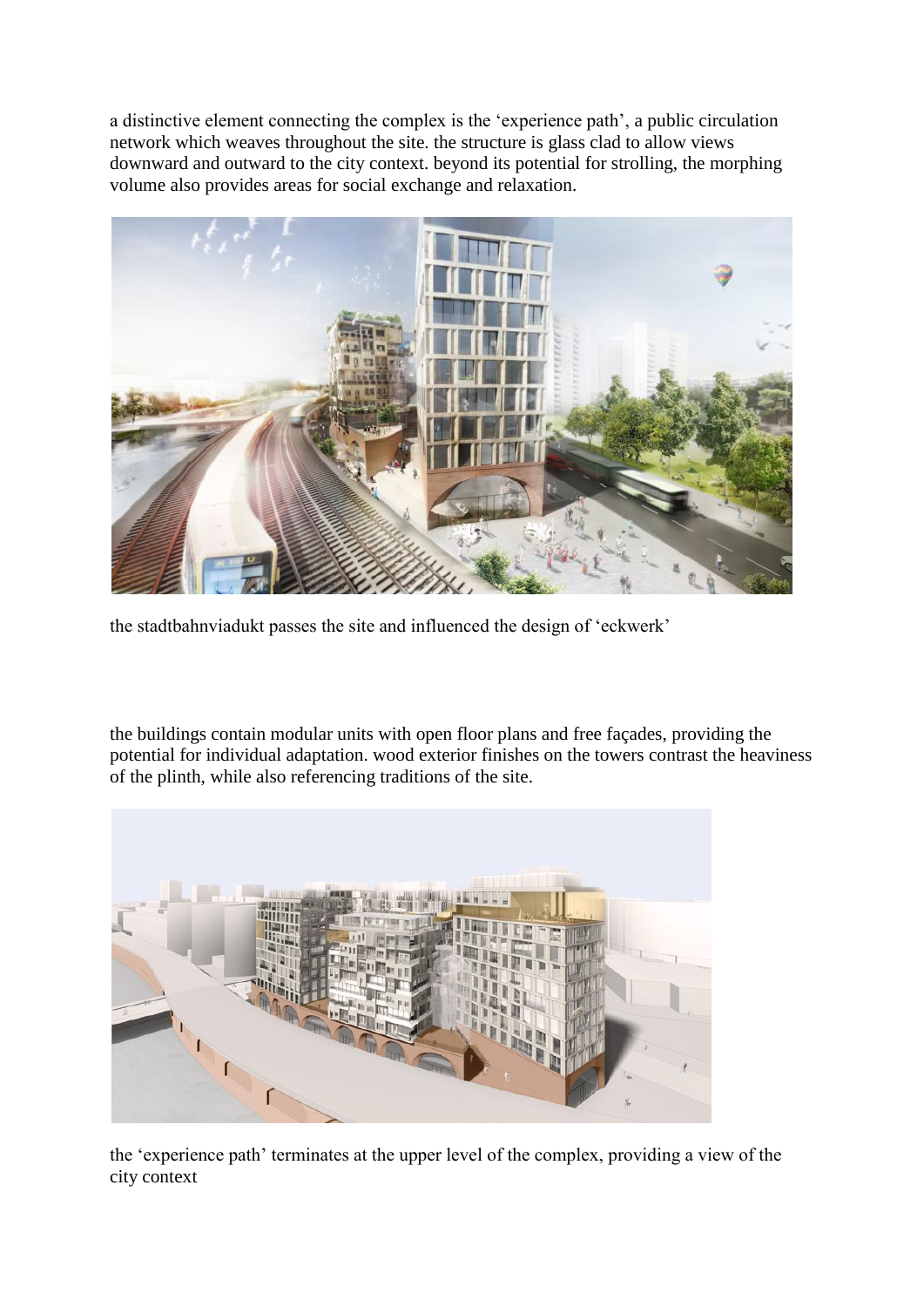a distinctive element connecting the complex is the 'experience path', a public circulation network which weaves throughout the site. the structure is glass clad to allow views downward and outward to the city context. beyond its potential for strolling, the morphing volume also provides areas for social exchange and relaxation.

the stadtbahnviadukt passes the site and influenced the design of 'eckwerk'

the buildings contain modular units with open floor plans and free façades, providing the potential for individual adaptation. wood exterior finishes on the towers contrast the heaviness of the plinth, while also referencing traditions of the site.

the 'experience path' terminates at the upper level of the complex, providing a view of the city context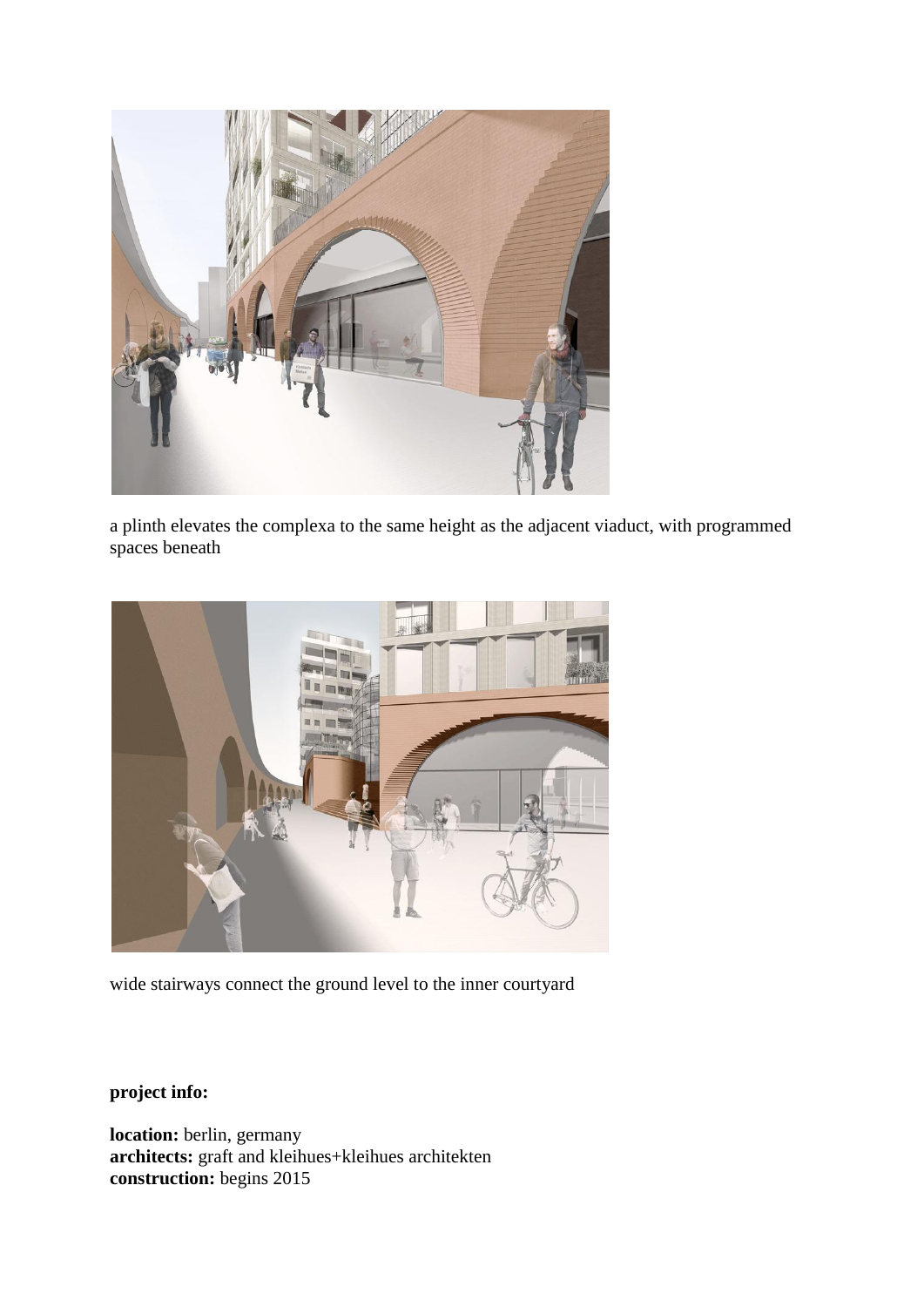a plint​h elevates the complexa to the same height as the adjacent viaduct, with programmed spaces beneath

wide stairways connect the ground level to the inner courtyard

**project info:**

**location:** berlin, germany
**architects:** graft and kleihues+kleihues architekten
**construction:** begins 2015